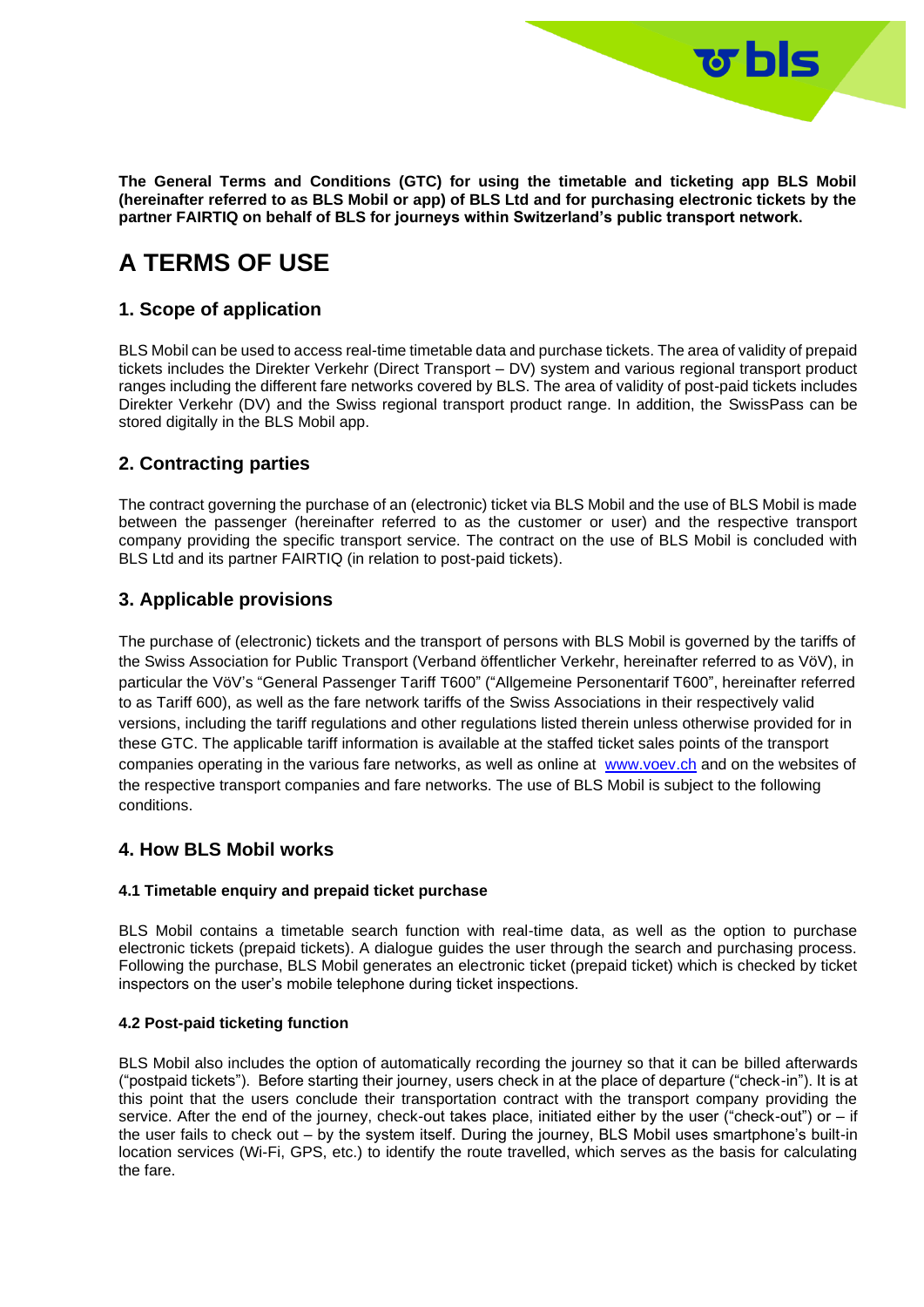**The General Terms and Conditions (GTC) for using the timetable and ticketing app BLS Mobil (hereinafter referred to as BLS Mobil or app) of BLS Ltd and for purchasing electronic tickets by the partner FAIRTIQ on behalf of BLS for journeys within Switzerland's public transport network.**

# A TERMS OF USE

## 1. Scope of application

BLS Mobil can be used to access real-time timetable data and purchase tickets. The area of validity of prepaid tickets includes the Direkter Verkehr (Direct Transport – DV) system and various regional transport product ranges including the different fare networks covered by BLS. The area of validity of post-paid tickets includes Direkter Verkehr (DV) and the Swiss regional transport product range. In addition, the SwissPass can be stored digitally in the BLS Mobil app.

## 2. Contracting parties

The contract governing the purchase of an (electronic) ticket via BLS Mobil and the use of BLS Mobil is made between the passenger (hereinafter referred to as the customer or user) and the respective transport company providing the specific transport service. The contract on the use of BLS Mobil is concluded with BLS Ltd and its partner FAIRTIQ (in relation to post-paid tickets).

## 3. Applicable provisions

The purchase of (electronic) tickets and the transport of persons with BLS Mobil is governed by the tariffs of the Swiss Association for Public Transport (Verband öffentlicher Verkehr, hereinafter referred to as VöV), in particular the VöV's "General Passenger Tariff T600" ("Allgemeine Personentarif T600", hereinafter referred to as Tariff 600), as well as the fare network tariffs of the Swiss Associations in their respectively valid versions, including the tariff regulations and other regulations listed therein unless otherwise provided for in these GTC. The applicable tariff information is available at the staffed ticket sales points of the transport companies operating in the various fare networks, as well as online at [www.voev.ch](http://www.voev.ch) and on the websites of the respective transport companies and fare networks. The use of BLS Mobil is subject to the following conditions.

## 4. How BLS Mobil works

### 4.1 Timetable enquiry and prepaid ticket purchase

BLS Mobil contains a timetable search function with real-time data, as well as the option to purchase electronic tickets (prepaid tickets). A dialogue guides the user through the search and purchasing process. Following the purchase, BLS Mobil generates an electronic ticket (prepaid ticket) which is checked by ticket inspectors on the user's mobile telephone during ticket inspections.

### 4.2 Post-paid ticketing function

BLS Mobil also includes the option of automatically recording the journey so that it can be billed afterwards ("postpaid tickets"). Before starting their journey, users check in at the place of departure ("check-in"). It is at this point that the users conclude their transportation contract with the transport company providing the service. After the end of the journey, check-out takes place, initiated either by the user ("check-out") or – if the user fails to check out – by the system itself. During the journey, BLS Mobil uses smartphone's built-in location services (Wi-Fi, GPS, etc.) to identify the route travelled, which serves as the basis for calculating the fare.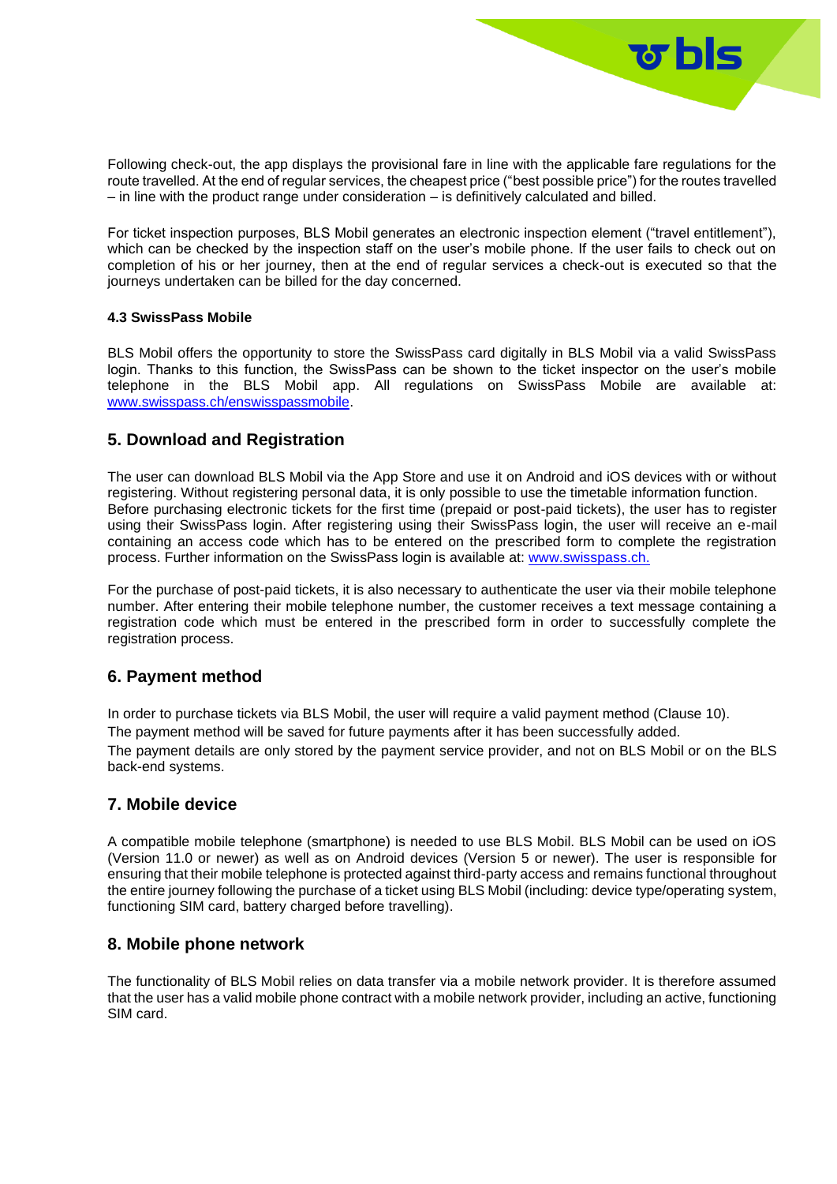Following check-out, the app displays the provisional fare in line with the applicable fare regulations for the route travelled. At the end of regular services, the cheapest price ("best possible price") for the routes travelled – in line with the product range under consideration – is definitively calculated and billed.

For ticket inspection purposes, BLS Mobil generates an electronic inspection element ("travel entitlement"), which can be checked by the inspection staff on the user's mobile phone. If the user fails to check out on completion of his or her journey, then at the end of regular services a check-out is executed so that the journeys undertaken can be billed for the day concerned.

#### 4.3 SwissPass Mobile

BLS Mobil offers the opportunity to store the SwissPass card digitally in BLS Mobil via a valid SwissPass login. Thanks to this function, the SwissPass can be shown to the ticket inspector on the user's mobile telephone in the BLS Mobil app. All regulations on SwissPass Mobile are available at: [www.swisspass.ch/enswisspassmobile](www.swisspass.ch/enswisspassmobile).

## 5. Download and Registration

The user can download BLS Mobil via the App Store and use it on Android and iOS devices with or without registering. Without registering personal data, it is only possible to use the timetable information function. Before purchasing electronic tickets for the first time (prepaid or post-paid tickets), the user has to register using their SwissPass login. After registering using their SwissPass login, the user will receive an e-mail containing an access code which has to be entered on the prescribed form to complete the registration process. Further information on the SwissPass login is available at: [www.swisspass.ch.](www.swisspass.ch)

For the purchase of post-paid tickets, it is also necessary to authenticate the user via their mobile telephone number. After entering their mobile telephone number, the customer receives a text message containing a registration code which must be entered in the prescribed form in order to successfully complete the registration process.

## 6. Payment method

In order to purchase tickets via BLS Mobil, the user will require a valid payment method (Clause 10).

The payment method will be saved for future payments after it has been successfully added.

The payment details are only stored by the payment service provider, and not on BLS Mobil or on the BLS back-end systems.

## 7. Mobile device

A compatible mobile telephone (smartphone) is needed to use BLS Mobil. BLS Mobil can be used on iOS (Version 11.0 or newer) as well as on Android devices (Version 5 or newer). The user is responsible for ensuring that their mobile telephone is protected against third-party access and remains functional throughout the entire journey following the purchase of a ticket using BLS Mobil (including: device type/operating system, functioning SIM card, battery charged before travelling).

## 8. Mobile phone network

The functionality of BLS Mobil relies on data transfer via a mobile network provider. It is therefore assumed that the user has a valid mobile phone contract with a mobile network provider, including an active, functioning SIM card.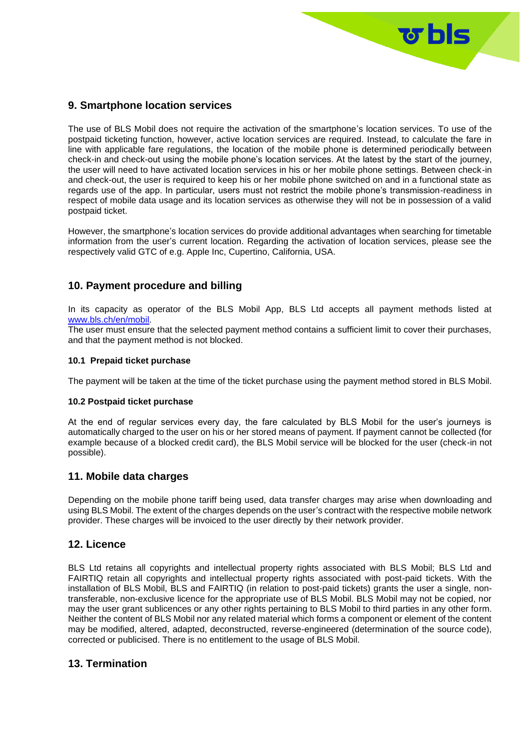## 9. Smartphone location services

The use of BLS Mobil does not require the activation of the smartphone's location services. To use of the postpaid ticketing function, however, active location services are required. Instead, to calculate the fare in line with applicable fare regulations, the location of the mobile phone is determined periodically between check-in and check-out using the mobile phone's location services. At the latest by the start of the journey, the user will need to have activated location services in his or her mobile phone settings. Between check-in and check-out, the user is required to keep his or her mobile phone switched on and in a functional state as regards use of the app. In particular, users must not restrict the mobile phone's transmission-readiness in respect of mobile data usage and its location services as otherwise they will not be in possession of a valid postpaid ticket.

However, the smartphone's location services do provide additional advantages when searching for timetable information from the user's current location. Regarding the activation of location services, please see the respectively valid GTC of e.g. Apple Inc, Cupertino, California, USA.

## 10. Payment procedure and billing

In its capacity as operator of the BLS Mobil App, BLS Ltd accepts all payment methods listed at [www.bls.ch/en/mobil](www.bls.ch/en/mobil).
The user must ensure that the selected payment method contains a sufficient limit to cover their purchases, and that the payment method is not blocked.

### 10.1 Prepaid ticket purchase

The payment will be taken at the time of the ticket purchase using the payment method stored in BLS Mobil.

### 10.2 Postpaid ticket purchase

At the end of regular services every day, the fare calculated by BLS Mobil for the user's journeys is automatically charged to the user on his or her stored means of payment. If payment cannot be collected (for example because of a blocked credit card), the BLS Mobil service will be blocked for the user (check-in not possible).

## 11. Mobile data charges

Depending on the mobile phone tariff being used, data transfer charges may arise when downloading and using BLS Mobil. The extent of the charges depends on the user's contract with the respective mobile network provider. These charges will be invoiced to the user directly by their network provider.

## 12. Licence

BLS Ltd retains all copyrights and intellectual property rights associated with BLS Mobil; BLS Ltd and FAIRTIQ retain all copyrights and intellectual property rights associated with post-paid tickets. With the installation of BLS Mobil, BLS and FAIRTIQ (in relation to post-paid tickets) grants the user a single, non-transferable, non-exclusive licence for the appropriate use of BLS Mobil. BLS Mobil may not be copied, nor may the user grant sublicences or any other rights pertaining to BLS Mobil to third parties in any other form. Neither the content of BLS Mobil nor any related material which forms a component or element of the content may be modified, altered, adapted, deconstructed, reverse-engineered (determination of the source code), corrected or publicised. There is no entitlement to the usage of BLS Mobil.

## 13. Termination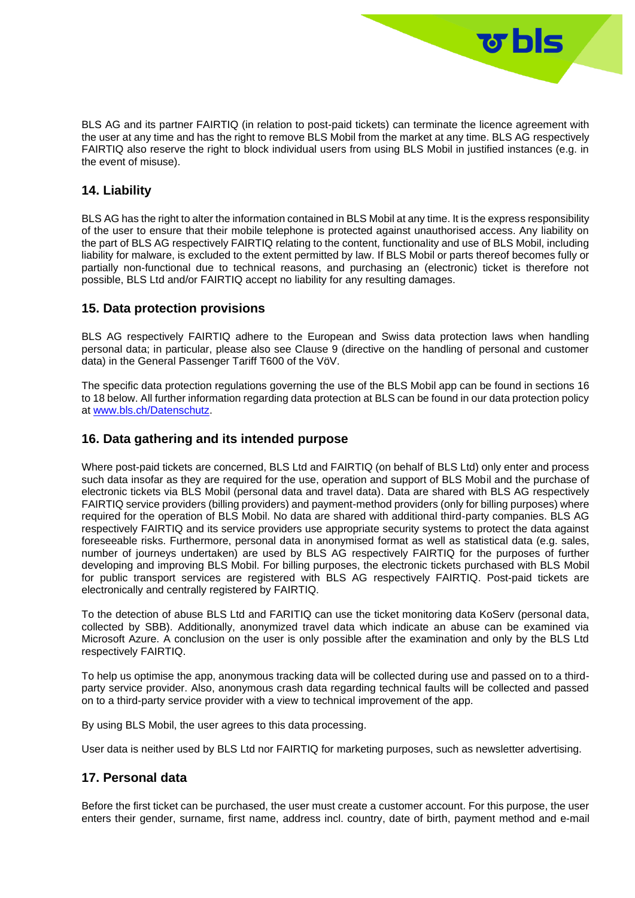BLS AG and its partner FAIRTIQ (in relation to post-paid tickets) can terminate the licence agreement with the user at any time and has the right to remove BLS Mobil from the market at any time. BLS AG respectively FAIRTIQ also reserve the right to block individual users from using BLS Mobil in justified instances (e.g. in the event of misuse).

## 14. Liability

BLS AG has the right to alter the information contained in BLS Mobil at any time. It is the express responsibility of the user to ensure that their mobile telephone is protected against unauthorised access. Any liability on the part of BLS AG respectively FAIRTIQ relating to the content, functionality and use of BLS Mobil, including liability for malware, is excluded to the extent permitted by law. If BLS Mobil or parts thereof becomes fully or partially non-functional due to technical reasons, and purchasing an (electronic) ticket is therefore not possible, BLS Ltd and/or FAIRTIQ accept no liability for any resulting damages.

## 15. Data protection provisions

BLS AG respectively FAIRTIQ adhere to the European and Swiss data protection laws when handling personal data; in particular, please also see Clause 9 (directive on the handling of personal and customer data) in the General Passenger Tariff T600 of the VöV.

The specific data protection regulations governing the use of the BLS Mobil app can be found in sections 16 to 18 below. All further information regarding data protection at BLS can be found in our data protection policy at www.bls.ch/Datenschutz.

## 16. Data gathering and its intended purpose

Where post-paid tickets are concerned, BLS Ltd and FAIRTIQ (on behalf of BLS Ltd) only enter and process such data insofar as they are required for the use, operation and support of BLS Mobil and the purchase of electronic tickets via BLS Mobil (personal data and travel data). Data are shared with BLS AG respectively FAIRTIQ service providers (billing providers) and payment-method providers (only for billing purposes) where required for the operation of BLS Mobil. No data are shared with additional third-party companies. BLS AG respectively FAIRTIQ and its service providers use appropriate security systems to protect the data against foreseeable risks. Furthermore, personal data in anonymised format as well as statistical data (e.g. sales, number of journeys undertaken) are used by BLS AG respectively FAIRTIQ for the purposes of further developing and improving BLS Mobil. For billing purposes, the electronic tickets purchased with BLS Mobil for public transport services are registered with BLS AG respectively FAIRTIQ. Post-paid tickets are electronically and centrally registered by FAIRTIQ.

To the detection of abuse BLS Ltd and FARITIQ can use the ticket monitoring data KoServ (personal data, collected by SBB). Additionally, anonymized travel data which indicate an abuse can be examined via Microsoft Azure. A conclusion on the user is only possible after the examination and only by the BLS Ltd respectively FAIRTIQ.

To help us optimise the app, anonymous tracking data will be collected during use and passed on to a third-party service provider. Also, anonymous crash data regarding technical faults will be collected and passed on to a third-party service provider with a view to technical improvement of the app.

By using BLS Mobil, the user agrees to this data processing.

User data is neither used by BLS Ltd nor FAIRTIQ for marketing purposes, such as newsletter advertising.

## 17. Personal data

Before the first ticket can be purchased, the user must create a customer account. For this purpose, the user enters their gender, surname, first name, address incl. country, date of birth, payment method and e-mail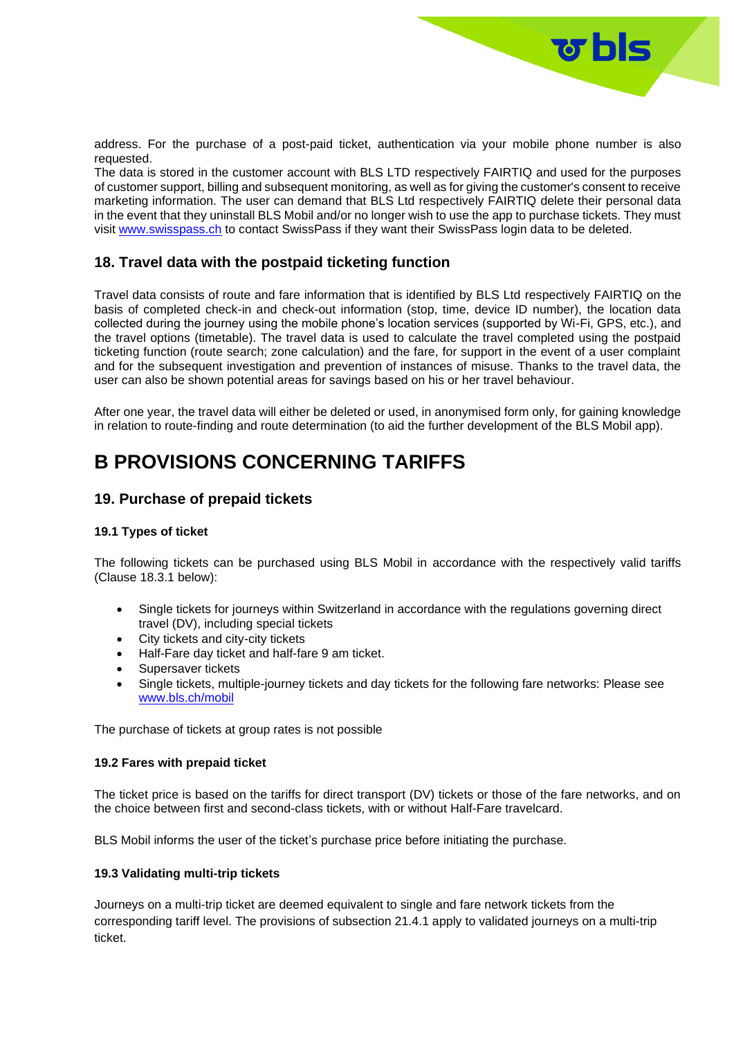address. For the purchase of a post-paid ticket, authentication via your mobile phone number is also requested.
The data is stored in the customer account with BLS LTD respectively FAIRTIQ and used for the purposes of customer support, billing and subsequent monitoring, as well as for giving the customer's consent to receive marketing information. The user can demand that BLS Ltd respectively FAIRTIQ delete their personal data in the event that they uninstall BLS Mobil and/or no longer wish to use the app to purchase tickets. They must visit [www.swisspass.ch](http://www.swisspass.ch) to contact SwissPass if they want their SwissPass login data to be deleted.

## 18. Travel data with the postpaid ticketing function

Travel data consists of route and fare information that is identified by BLS Ltd respectively FAIRTIQ on the basis of completed check-in and check-out information (stop, time, device ID number), the location data collected during the journey using the mobile phone's location services (supported by Wi-Fi, GPS, etc.), and the travel options (timetable). The travel data is used to calculate the travel completed using the postpaid ticketing function (route search; zone calculation) and the fare, for support in the event of a user complaint and for the subsequent investigation and prevention of instances of misuse. Thanks to the travel data, the user can also be shown potential areas for savings based on his or her travel behaviour.

After one year, the travel data will either be deleted or used, in anonymised form only, for gaining knowledge in relation to route-finding and route determination (to aid the further development of the BLS Mobil app).

# B PROVISIONS CONCERNING TARIFFS

## 19. Purchase of prepaid tickets

### 19.1 Types of ticket

The following tickets can be purchased using BLS Mobil in accordance with the respectively valid tariffs (Clause 18.3.1 below):

- Single tickets for journeys within Switzerland in accordance with the regulations governing direct travel (DV), including special tickets
- City tickets and city-city tickets
- Half-Fare day ticket and half-fare 9 am ticket.
- Supersaver tickets
- Single tickets, multiple-journey tickets and day tickets for the following fare networks: Please see [www.bls.ch/mobil](http://www.bls.ch/mobil)

The purchase of tickets at group rates is not possible

### 19.2 Fares with prepaid ticket

The ticket price is based on the tariffs for direct transport (DV) tickets or those of the fare networks, and on the choice between first and second-class tickets, with or without Half-Fare travelcard.

BLS Mobil informs the user of the ticket's purchase price before initiating the purchase.

### 19.3 Validating multi-trip tickets

Journeys on a multi-trip ticket are deemed equivalent to single and fare network tickets from the corresponding tariff level. The provisions of subsection 21.4.1 apply to validated journeys on a multi-trip ticket.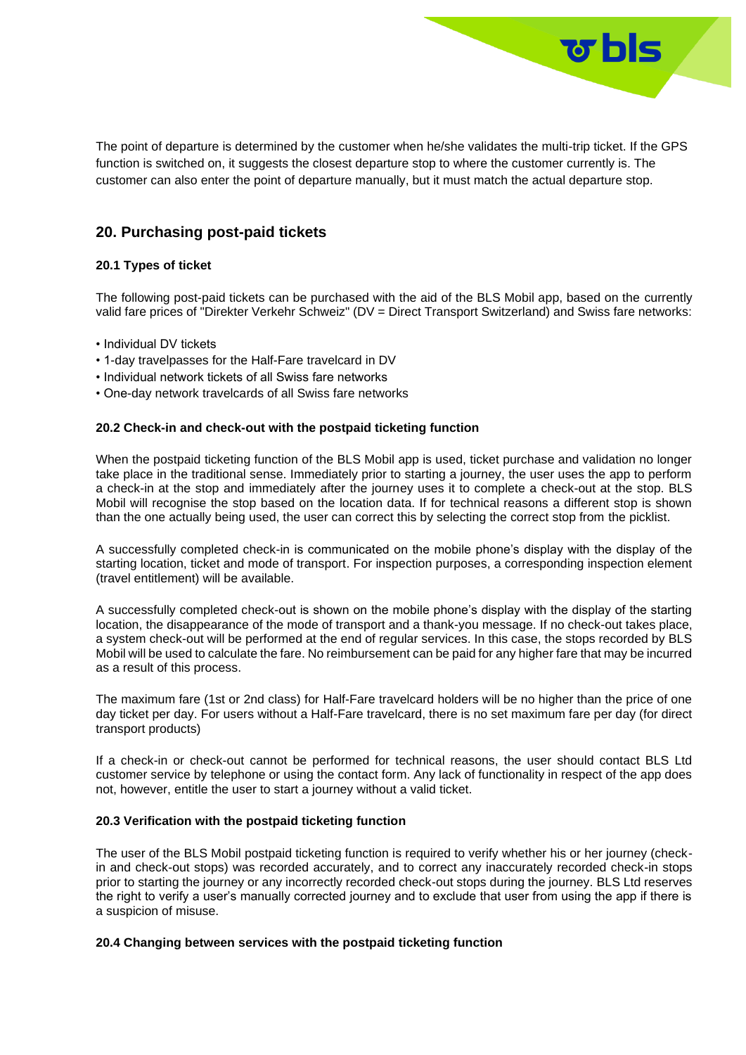The point of departure is determined by the customer when he/she validates the multi-trip ticket. If the GPS function is switched on, it suggests the closest departure stop to where the customer currently is. The customer can also enter the point of departure manually, but it must match the actual departure stop.

## 20. Purchasing post-paid tickets

### 20.1 Types of ticket

The following post-paid tickets can be purchased with the aid of the BLS Mobil app, based on the currently valid fare prices of "Direkter Verkehr Schweiz" (DV = Direct Transport Switzerland) and Swiss fare networks:

- Individual DV tickets
- 1-day travelpasses for the Half-Fare travelcard in DV
- Individual network tickets of all Swiss fare networks
- One-day network travelcards of all Swiss fare networks

### 20.2 Check-in and check-out with the postpaid ticketing function

When the postpaid ticketing function of the BLS Mobil app is used, ticket purchase and validation no longer take place in the traditional sense. Immediately prior to starting a journey, the user uses the app to perform a check-in at the stop and immediately after the journey uses it to complete a check-out at the stop. BLS Mobil will recognise the stop based on the location data. If for technical reasons a different stop is shown than the one actually being used, the user can correct this by selecting the correct stop from the picklist.

A successfully completed check-in is communicated on the mobile phone's display with the display of the starting location, ticket and mode of transport. For inspection purposes, a corresponding inspection element (travel entitlement) will be available.

A successfully completed check-out is shown on the mobile phone's display with the display of the starting location, the disappearance of the mode of transport and a thank-you message. If no check-out takes place, a system check-out will be performed at the end of regular services. In this case, the stops recorded by BLS Mobil will be used to calculate the fare. No reimbursement can be paid for any higher fare that may be incurred as a result of this process.

The maximum fare (1st or 2nd class) for Half-Fare travelcard holders will be no higher than the price of one day ticket per day. For users without a Half-Fare travelcard, there is no set maximum fare per day (for direct transport products)

If a check-in or check-out cannot be performed for technical reasons, the user should contact BLS Ltd customer service by telephone or using the contact form. Any lack of functionality in respect of the app does not, however, entitle the user to start a journey without a valid ticket.

### 20.3 Verification with the postpaid ticketing function

The user of the BLS Mobil postpaid ticketing function is required to verify whether his or her journey (check-in and check-out stops) was recorded accurately, and to correct any inaccurately recorded check-in stops prior to starting the journey or any incorrectly recorded check-out stops during the journey. BLS Ltd reserves the right to verify a user's manually corrected journey and to exclude that user from using the app if there is a suspicion of misuse.

### 20.4 Changing between services with the postpaid ticketing function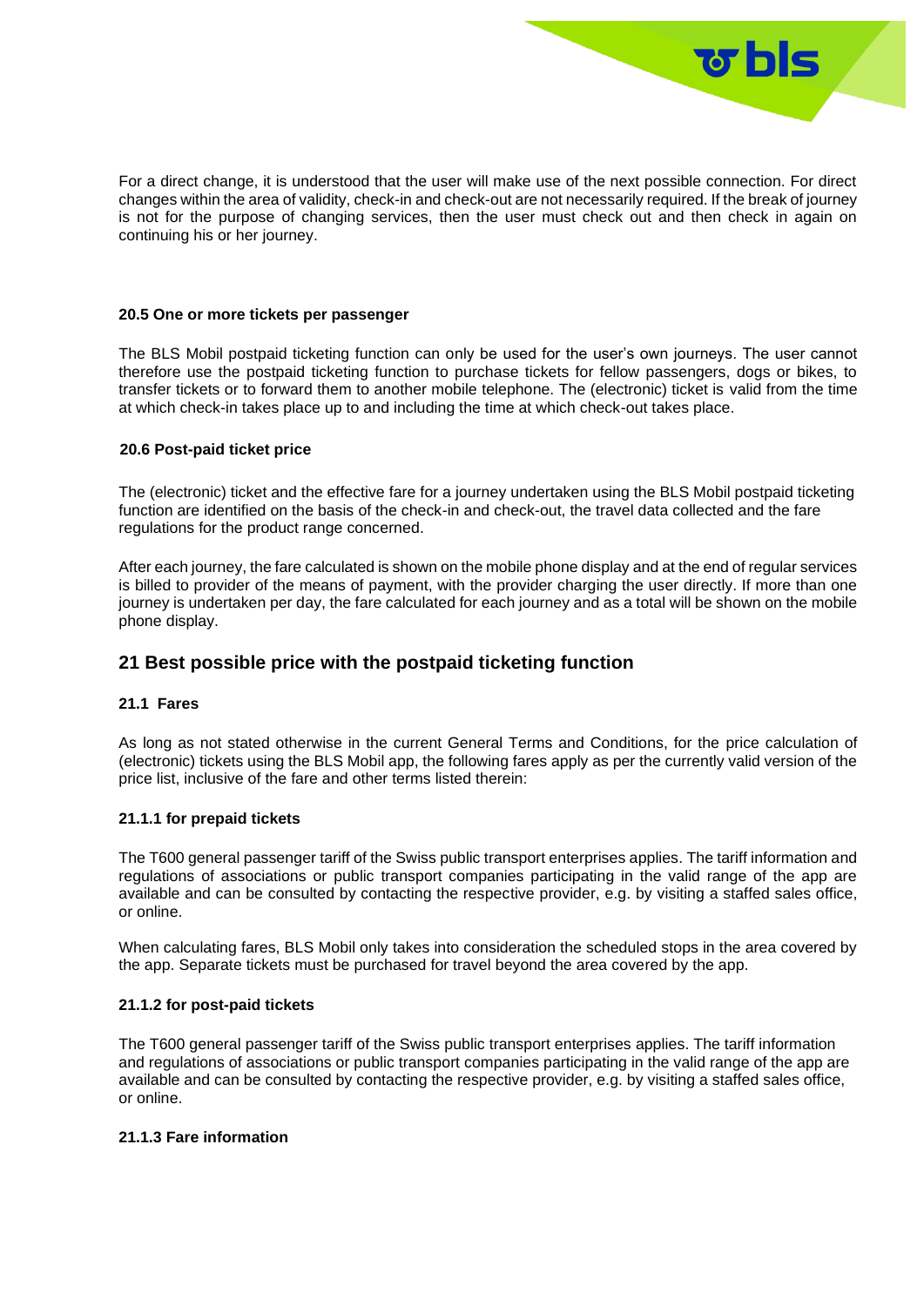For a direct change, it is understood that the user will make use of the next possible connection. For direct changes within the area of validity, check-in and check-out are not necessarily required. If the break of journey is not for the purpose of changing services, then the user must check out and then check in again on continuing his or her journey.

#### 20.5 One or more tickets per passenger

The BLS Mobil postpaid ticketing function can only be used for the user's own journeys. The user cannot therefore use the postpaid ticketing function to purchase tickets for fellow passengers, dogs or bikes, to transfer tickets or to forward them to another mobile telephone. The (electronic) ticket is valid from the time at which check-in takes place up to and including the time at which check-out takes place.

#### 20.6 Post-paid ticket price

The (electronic) ticket and the effective fare for a journey undertaken using the BLS Mobil postpaid ticketing function are identified on the basis of the check-in and check-out, the travel data collected and the fare regulations for the product range concerned.

After each journey, the fare calculated is shown on the mobile phone display and at the end of regular services is billed to provider of the means of payment, with the provider charging the user directly. If more than one journey is undertaken per day, the fare calculated for each journey and as a total will be shown on the mobile phone display.

## 21 Best possible price with the postpaid ticketing function

#### 21.1 Fares

As long as not stated otherwise in the current General Terms and Conditions, for the price calculation of (electronic) tickets using the BLS Mobil app, the following fares apply as per the currently valid version of the price list, inclusive of the fare and other terms listed therein:

#### 21.1.1 for prepaid tickets

The T600 general passenger tariff of the Swiss public transport enterprises applies. The tariff information and regulations of associations or public transport companies participating in the valid range of the app are available and can be consulted by contacting the respective provider, e.g. by visiting a staffed sales office, or online.

When calculating fares, BLS Mobil only takes into consideration the scheduled stops in the area covered by the app. Separate tickets must be purchased for travel beyond the area covered by the app.

#### 21.1.2 for post-paid tickets

The T600 general passenger tariff of the Swiss public transport enterprises applies. The tariff information and regulations of associations or public transport companies participating in the valid range of the app are available and can be consulted by contacting the respective provider, e.g. by visiting a staffed sales office, or online.

#### 21.1.3 Fare information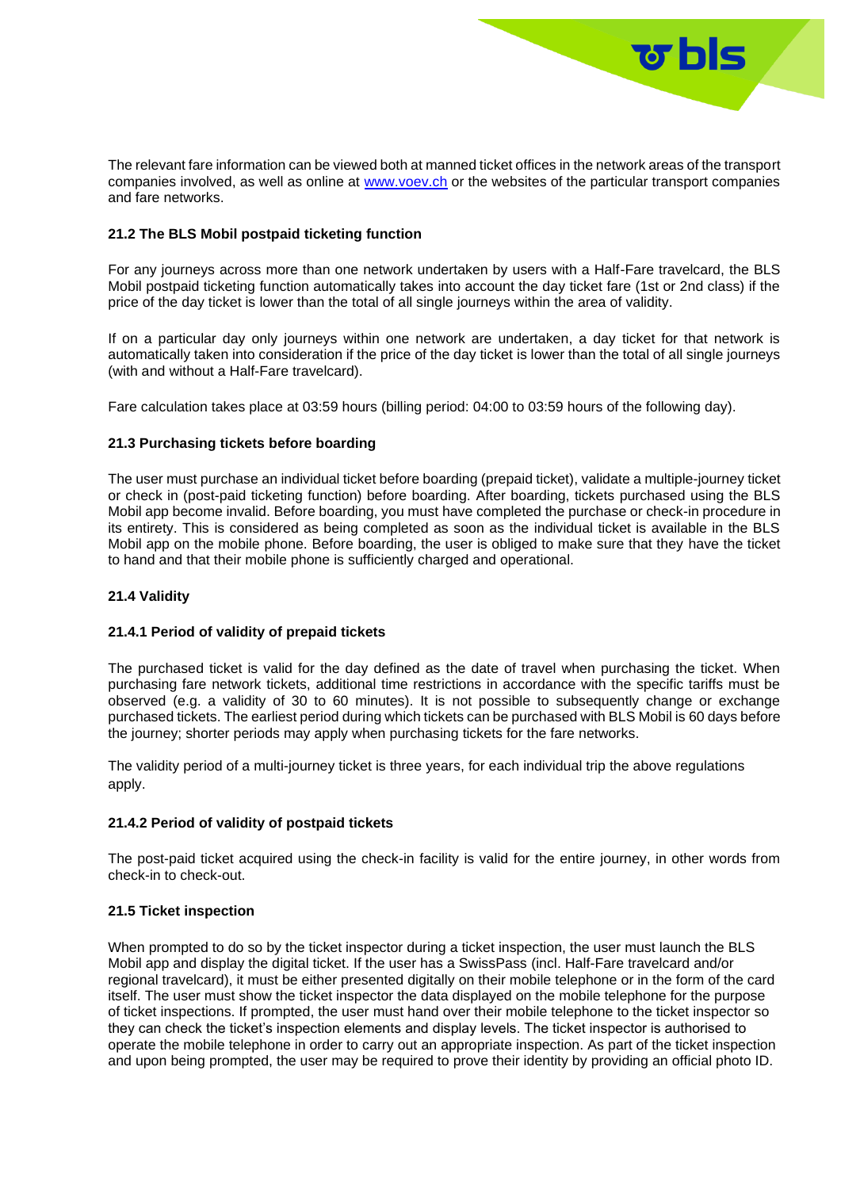The relevant fare information can be viewed both at manned ticket offices in the network areas of the transport companies involved, as well as online at [www.voev.ch](http://www.voev.ch) or the websites of the particular transport companies and fare networks.

### 21.2 The BLS Mobil postpaid ticketing function

For any journeys across more than one network undertaken by users with a Half-Fare travelcard, the BLS Mobil postpaid ticketing function automatically takes into account the day ticket fare (1st or 2nd class) if the price of the day ticket is lower than the total of all single journeys within the area of validity.

If on a particular day only journeys within one network are undertaken, a day ticket for that network is automatically taken into consideration if the price of the day ticket is lower than the total of all single journeys (with and without a Half-Fare travelcard).

Fare calculation takes place at 03:59 hours (billing period: 04:00 to 03:59 hours of the following day).

### 21.3 Purchasing tickets before boarding

The user must purchase an individual ticket before boarding (prepaid ticket), validate a multiple-journey ticket or check in (post-paid ticketing function) before boarding. After boarding, tickets purchased using the BLS Mobil app become invalid. Before boarding, you must have completed the purchase or check-in procedure in its entirety. This is considered as being completed as soon as the individual ticket is available in the BLS Mobil app on the mobile phone. Before boarding, the user is obliged to make sure that they have the ticket to hand and that their mobile phone is sufficiently charged and operational.

### 21.4 Validity

#### 21.4.1 Period of validity of prepaid tickets

The purchased ticket is valid for the day defined as the date of travel when purchasing the ticket. When purchasing fare network tickets, additional time restrictions in accordance with the specific tariffs must be observed (e.g. a validity of 30 to 60 minutes). It is not possible to subsequently change or exchange purchased tickets. The earliest period during which tickets can be purchased with BLS Mobil is 60 days before the journey; shorter periods may apply when purchasing tickets for the fare networks.

The validity period of a multi-journey ticket is three years, for each individual trip the above regulations apply.

#### 21.4.2 Period of validity of postpaid tickets

The post-paid ticket acquired using the check-in facility is valid for the entire journey, in other words from check-in to check-out.

### 21.5 Ticket inspection

When prompted to do so by the ticket inspector during a ticket inspection, the user must launch the BLS Mobil app and display the digital ticket. If the user has a SwissPass (incl. Half-Fare travelcard and/or regional travelcard), it must be either presented digitally on their mobile telephone or in the form of the card itself. The user must show the ticket inspector the data displayed on the mobile telephone for the purpose of ticket inspections. If prompted, the user must hand over their mobile telephone to the ticket inspector so they can check the ticket's inspection elements and display levels. The ticket inspector is authorised to operate the mobile telephone in order to carry out an appropriate inspection. As part of the ticket inspection and upon being prompted, the user may be required to prove their identity by providing an official photo ID.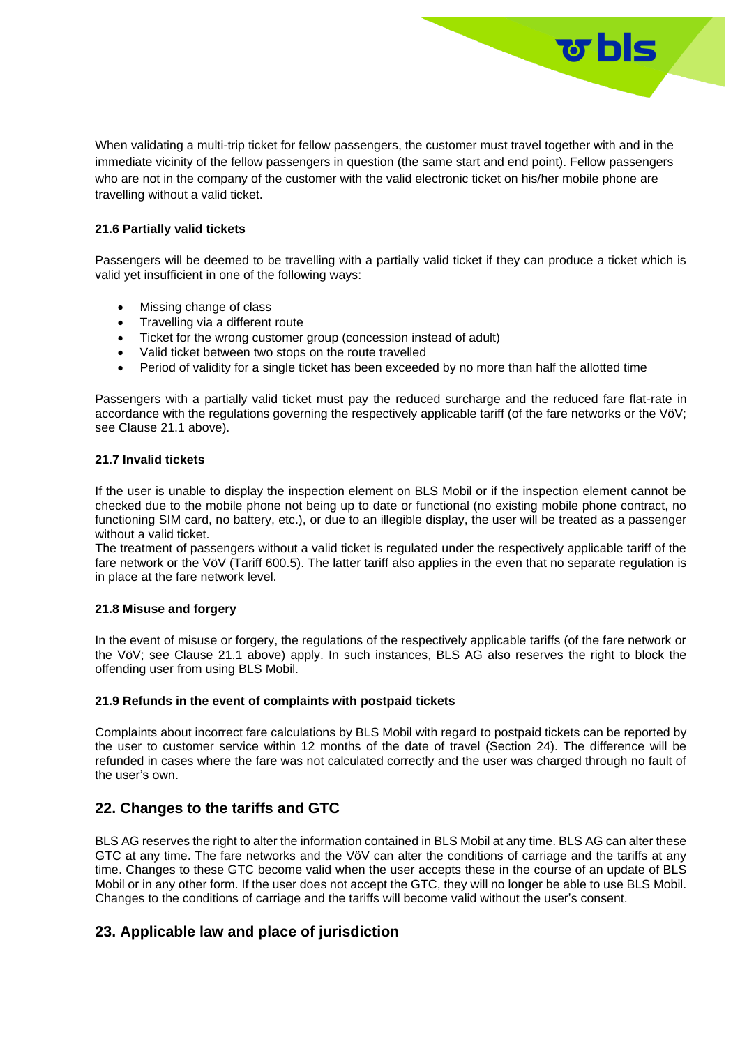When validating a multi-trip ticket for fellow passengers, the customer must travel together with and in the immediate vicinity of the fellow passengers in question (the same start and end point). Fellow passengers who are not in the company of the customer with the valid electronic ticket on his/her mobile phone are travelling without a valid ticket.

#### 21.6 Partially valid tickets

Passengers will be deemed to be travelling with a partially valid ticket if they can produce a ticket which is valid yet insufficient in one of the following ways:

- Missing change of class
- Travelling via a different route
- Ticket for the wrong customer group (concession instead of adult)
- Valid ticket between two stops on the route travelled
- Period of validity for a single ticket has been exceeded by no more than half the allotted time

Passengers with a partially valid ticket must pay the reduced surcharge and the reduced fare flat-rate in accordance with the regulations governing the respectively applicable tariff (of the fare networks or the VöV; see Clause 21.1 above).

#### 21.7 Invalid tickets

If the user is unable to display the inspection element on BLS Mobil or if the inspection element cannot be checked due to the mobile phone not being up to date or functional (no existing mobile phone contract, no functioning SIM card, no battery, etc.), or due to an illegible display, the user will be treated as a passenger without a valid ticket.
The treatment of passengers without a valid ticket is regulated under the respectively applicable tariff of the fare network or the VöV (Tariff 600.5). The latter tariff also applies in the even that no separate regulation is in place at the fare network level.

#### 21.8 Misuse and forgery

In the event of misuse or forgery, the regulations of the respectively applicable tariffs (of the fare network or the VöV; see Clause 21.1 above) apply. In such instances, BLS AG also reserves the right to block the offending user from using BLS Mobil.

#### 21.9 Refunds in the event of complaints with postpaid tickets

Complaints about incorrect fare calculations by BLS Mobil with regard to postpaid tickets can be reported by the user to customer service within 12 months of the date of travel (Section 24). The difference will be refunded in cases where the fare was not calculated correctly and the user was charged through no fault of the user's own.

## 22. Changes to the tariffs and GTC

BLS AG reserves the right to alter the information contained in BLS Mobil at any time. BLS AG can alter these GTC at any time. The fare networks and the VöV can alter the conditions of carriage and the tariffs at any time. Changes to these GTC become valid when the user accepts these in the course of an update of BLS Mobil or in any other form. If the user does not accept the GTC, they will no longer be able to use BLS Mobil. Changes to the conditions of carriage and the tariffs will become valid without the user's consent.

## 23. Applicable law and place of jurisdiction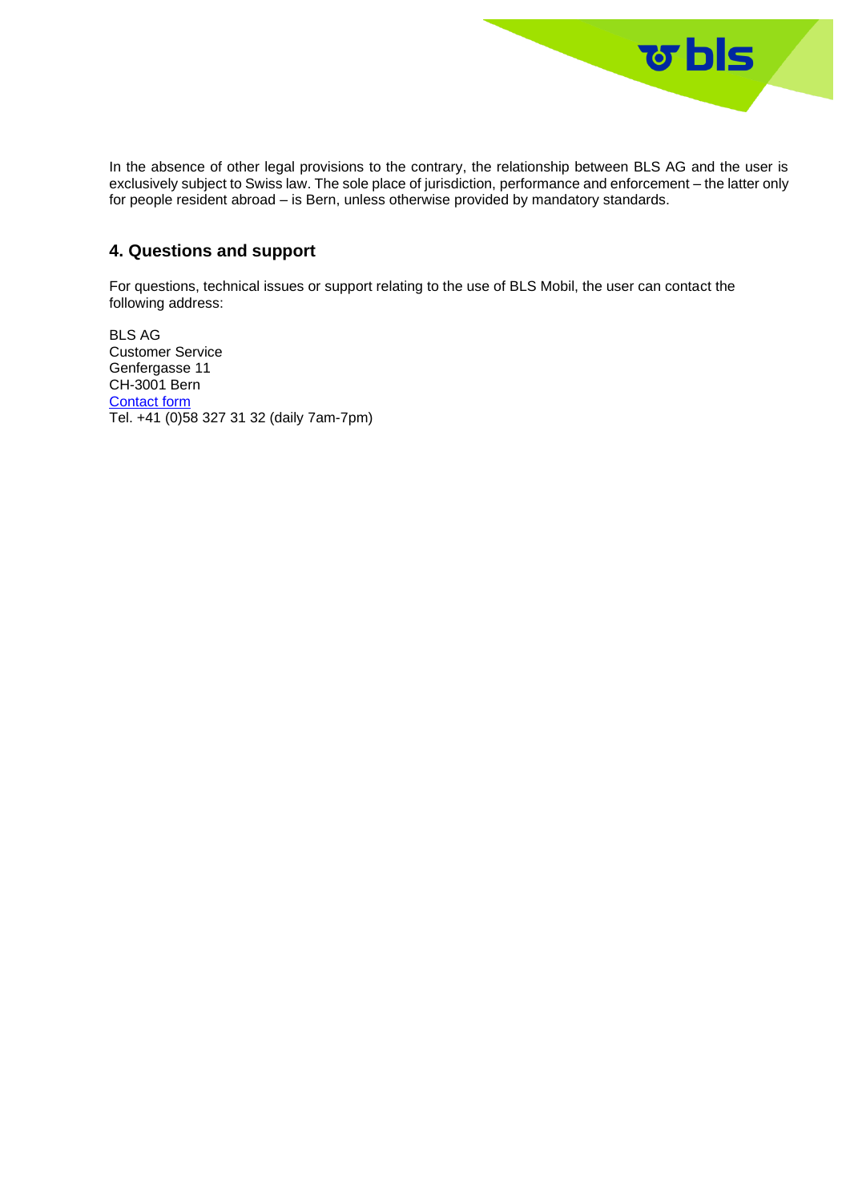In the absence of other legal provisions to the contrary, the relationship between BLS AG and the user is exclusively subject to Swiss law. The sole place of jurisdiction, performance and enforcement – the latter only for people resident abroad – is Bern, unless otherwise provided by mandatory standards.

## 4. Questions and support

For questions, technical issues or support relating to the use of BLS Mobil, the user can contact the following address:

BLS AG
Customer Service
Genfergasse 11
CH-3001 Bern
Contact form
Tel. +41 (0)58 327 31 32 (daily 7am-7pm)